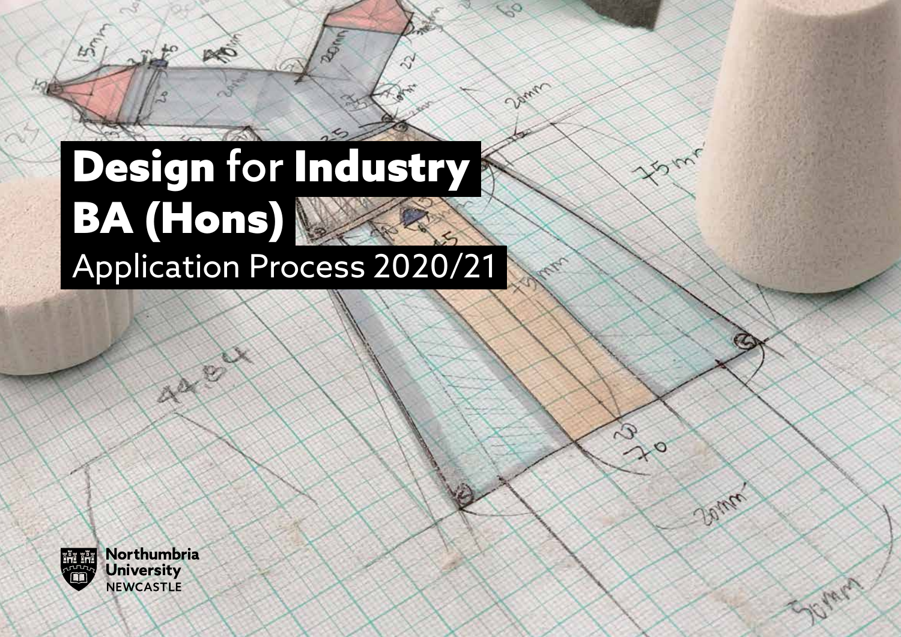# **Design** for **Industry BA (Hons)**

Application Process 2020/21

Northumbria University NEWCASTLE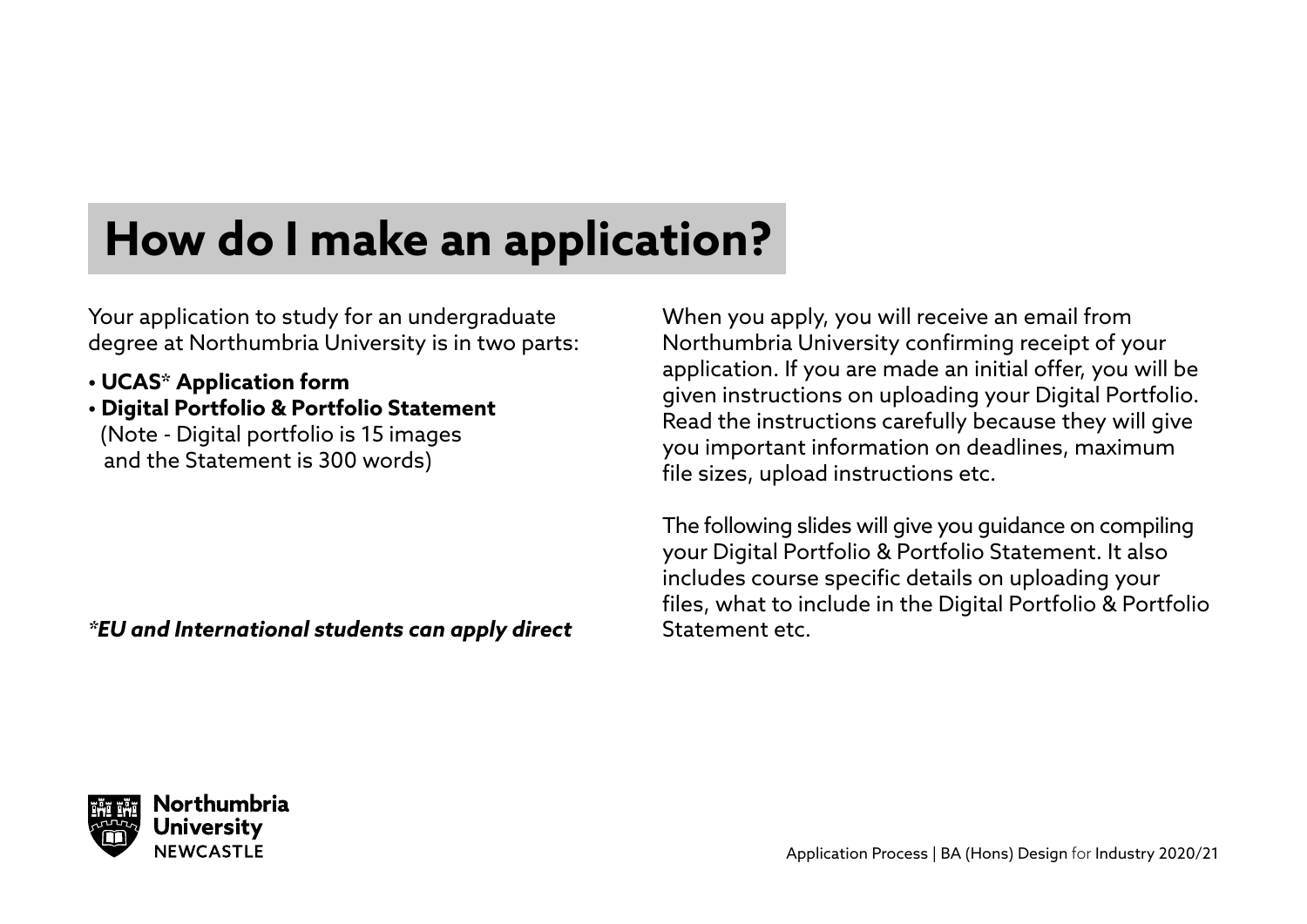# How do I make an application?

Your application to study for an undergraduate degree at Northumbria University is in two parts:

- **UCAS* Application form**
- **Digital Portfolio & Portfolio Statement**
  (Note - Digital portfolio is 15 images and the Statement is 300 words)

***EU and International students can apply direct***

When you apply, you will receive an email from Northumbria University confirming receipt of your application. If you are made an initial offer, you will be given instructions on uploading your Digital Portfolio. Read the instructions carefully because they will give you important information on deadlines, maximum file sizes, upload instructions etc.

The following slides will give you guidance on compiling your Digital Portfolio & Portfolio Statement. It also includes course specific details on uploading your files, what to include in the Digital Portfolio & Portfolio Statement etc.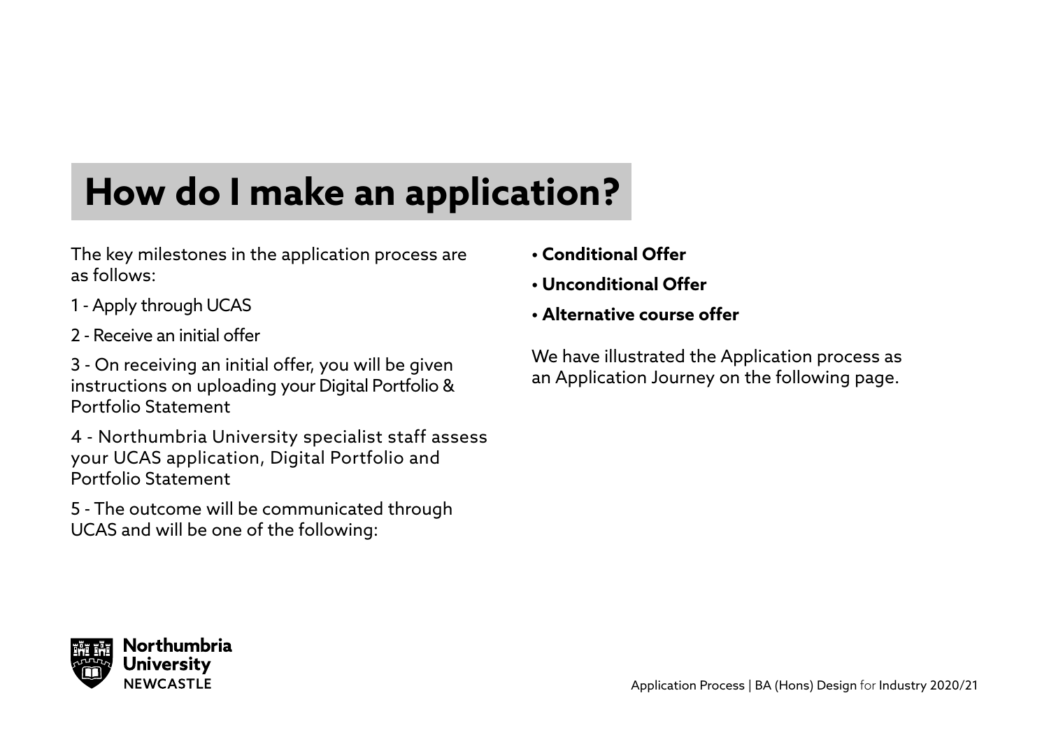# How do I make an application?

The key milestones in the application process are as follows:

1 - Apply through UCAS

2 - Receive an initial offer

3 - On receiving an initial offer, you will be given instructions on uploading your Digital Portfolio & Portfolio Statement

4 - Northumbria University specialist staff assess your UCAS application, Digital Portfolio and Portfolio Statement

5 - The outcome will be communicated through UCAS and will be one of the following:

- **Conditional Offer**
- **Unconditional Offer**
- **Alternative course offer**

We have illustrated the Application process as an Application Journey on the following page.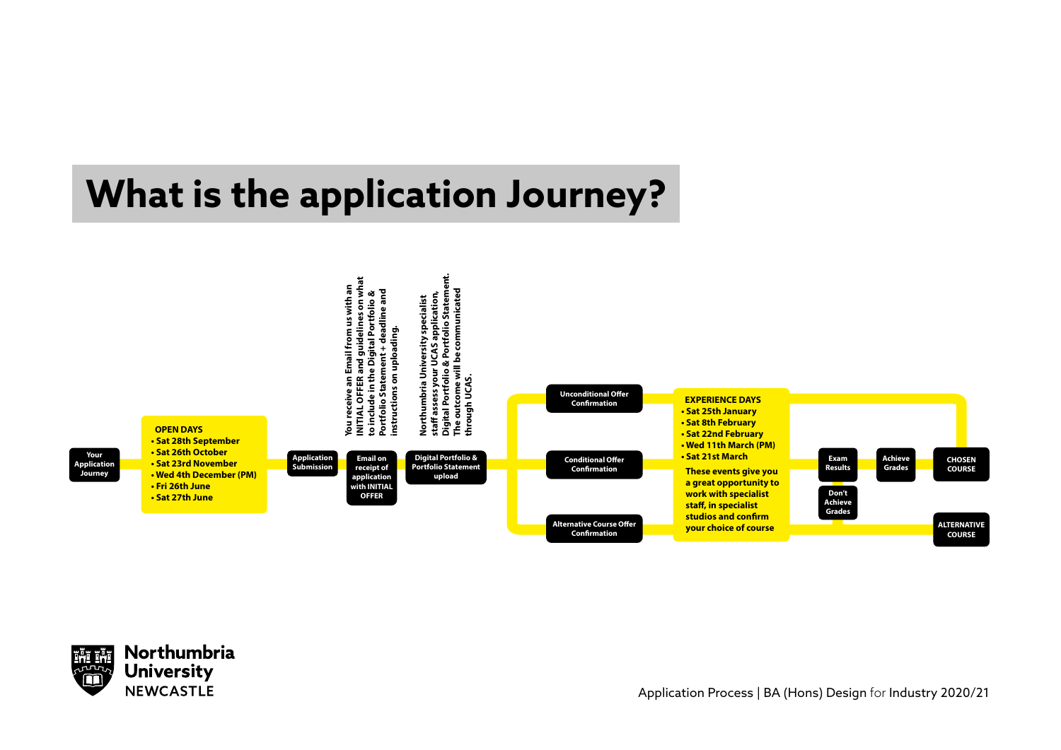# What is the application Journey?

**Your Application Journey**

**OPEN DAYS**
- **Sat 28th September**
- **Sat 26th October**
- **Sat 23rd November**
- **Wed 4th December (PM)**
- **Fri 26th June**
- **Sat 27th June**

**Application Submission**

**Email on receipt of application with INITIAL OFFER**

**You receive an Email from us with an INITIAL OFFER and guidelines on what to include in the Digital Portfolio & Portfolio Statement + deadline and instructions on uploading.**

**Digital Portfolio & Portfolio Statement upload**

**Northumbria University specialist staff assess your UCAS application, Digital Portfolio & Portfolio Statement. The outcome will be communicated through UCAS.**

**Unconditional Offer Confirmation**

**Conditional Offer Confirmation**

**Alternative Course Offer Confirmation**

**EXPERIENCE DAYS**
- **Sat 25th January**
- **Sat 8th February**
- **Sat 22nd February**
- **Wed 11th March (PM)**
- **Sat 21st March**

**These events give you a great opportunity to work with specialist staff, in specialist studios and confirm your choice of course**

**Exam Results**

**Achieve Grades**

**Don't Achieve Grades**

**CHOSEN COURSE**

**ALTERNATIVE COURSE**

Application Process | BA (Hons) Design for Industry 2020/21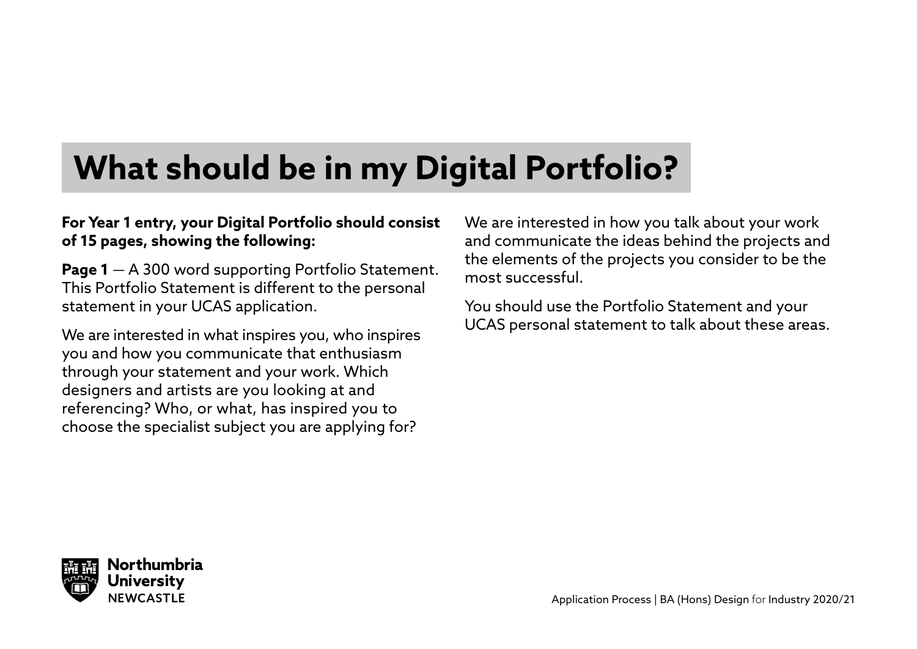# What should be in my Digital Portfolio?

**For Year 1 entry, your Digital Portfolio should consist of 15 pages, showing the following:**

**Page 1** — A 300 word supporting Portfolio Statement. This Portfolio Statement is different to the personal statement in your UCAS application.

We are interested in what inspires you, who inspires you and how you communicate that enthusiasm through your statement and your work. Which designers and artists are you looking at and referencing? Who, or what, has inspired you to choose the specialist subject you are applying for?

We are interested in how you talk about your work and communicate the ideas behind the projects and the elements of the projects you consider to be the most successful.

You should use the Portfolio Statement and your UCAS personal statement to talk about these areas.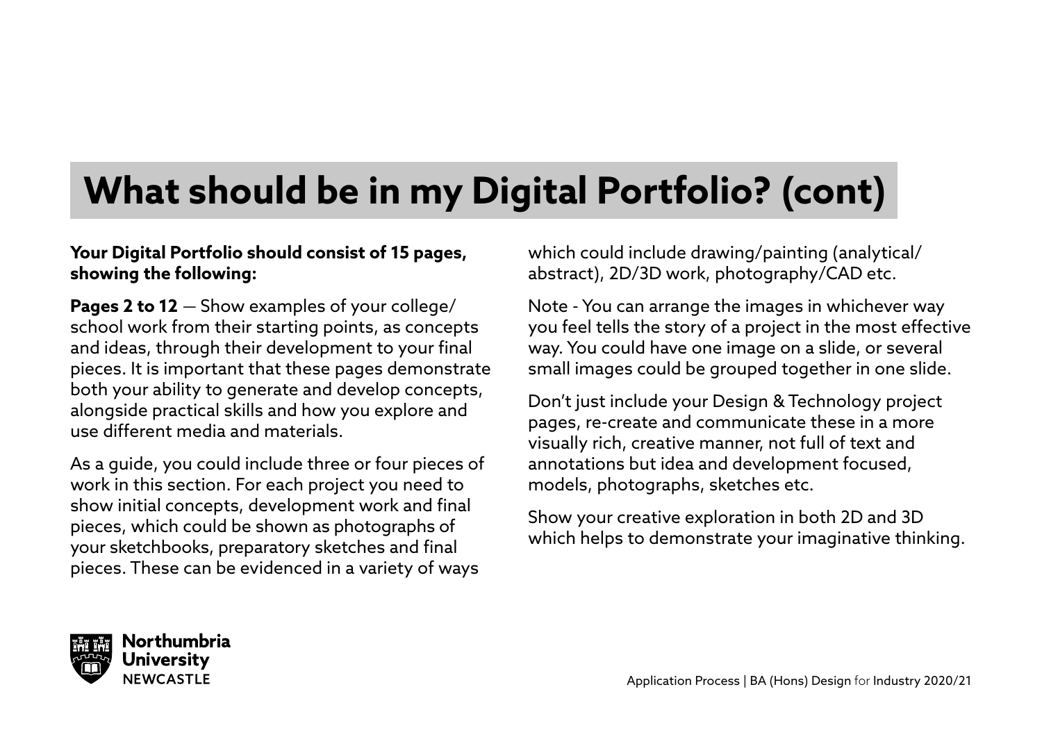# What should be in my Digital Portfolio? (cont)

**Your Digital Portfolio should consist of 15 pages, showing the following:**

**Pages 2 to 12** — Show examples of your college/school work from their starting points, as concepts and ideas, through their development to your final pieces. It is important that these pages demonstrate both your ability to generate and develop concepts, alongside practical skills and how you explore and use different media and materials.

As a guide, you could include three or four pieces of work in this section. For each project you need to show initial concepts, development work and final pieces, which could be shown as photographs of your sketchbooks, preparatory sketches and final pieces. These can be evidenced in a variety of ways which could include drawing/painting (analytical/abstract), 2D/3D work, photography/CAD etc.

Note - You can arrange the images in whichever way you feel tells the story of a project in the most effective way. You could have one image on a slide, or several small images could be grouped together in one slide.

Don't just include your Design & Technology project pages, re-create and communicate these in a more visually rich, creative manner, not full of text and annotations but idea and development focused, models, photographs, sketches etc.

Show your creative exploration in both 2D and 3D which helps to demonstrate your imaginative thinking.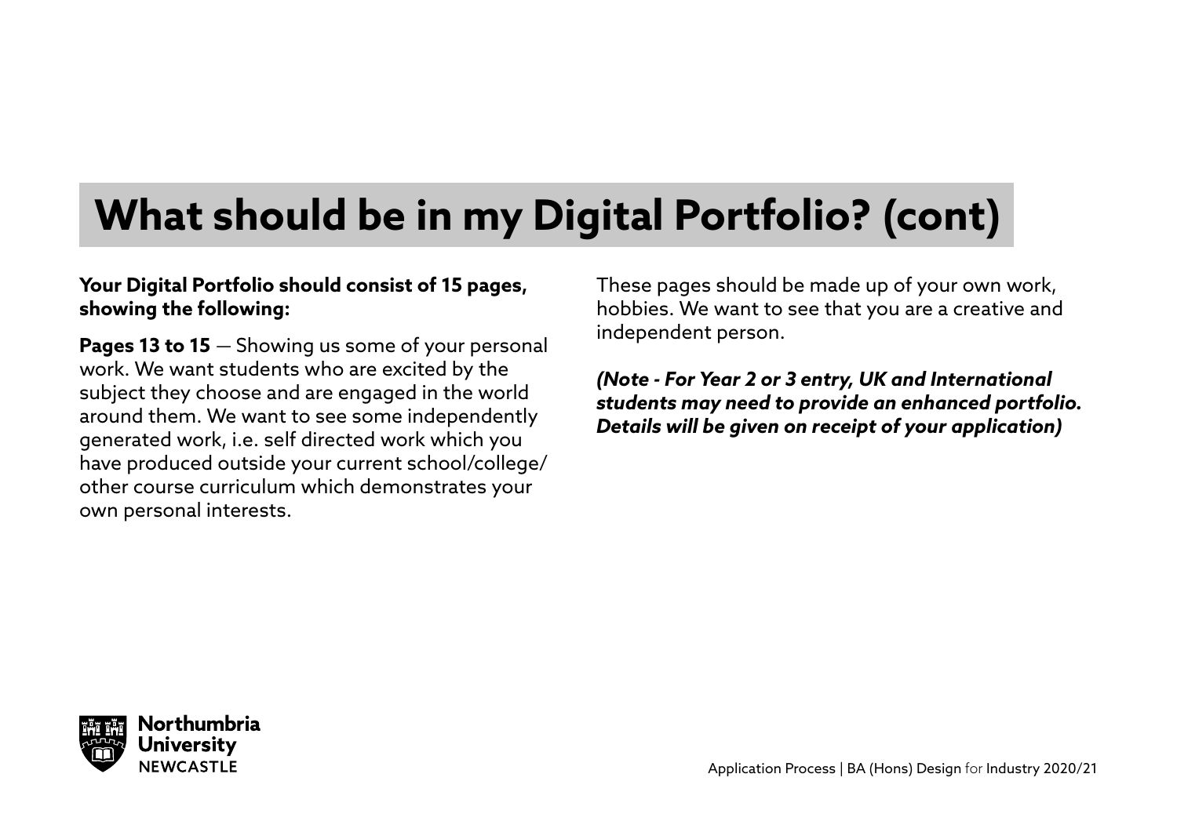# What should be in my Digital Portfolio? (cont)

**Your Digital Portfolio should consist of 15 pages, showing the following:**

**Pages 13 to 15** — Showing us some of your personal work. We want students who are excited by the subject they choose and are engaged in the world around them. We want to see some independently generated work, i.e. self directed work which you have produced outside your current school/college/other course curriculum which demonstrates your own personal interests.

These pages should be made up of your own work, hobbies. We want to see that you are a creative and independent person.

***(Note - For Year 2 or 3 entry, UK and International students may need to provide an enhanced portfolio. Details will be given on receipt of your application)***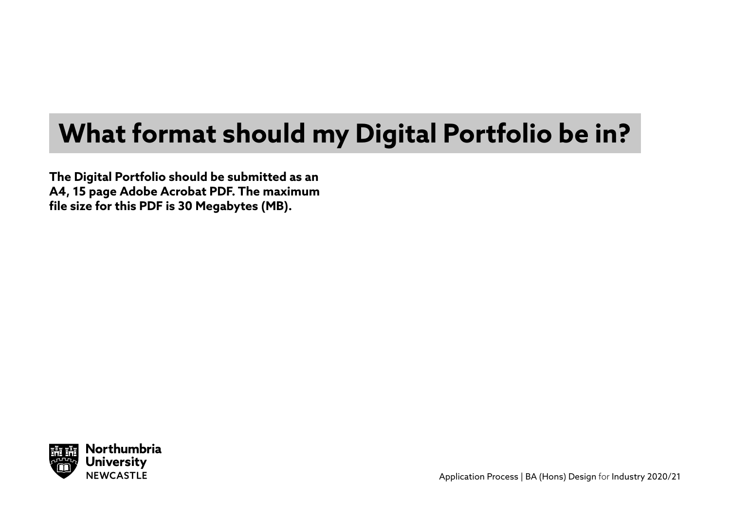# What format should my Digital Portfolio be in?

**The Digital Portfolio should be submitted as an A4, 15 page Adobe Acrobat PDF. The maximum file size for this PDF is 30 Megabytes (MB).**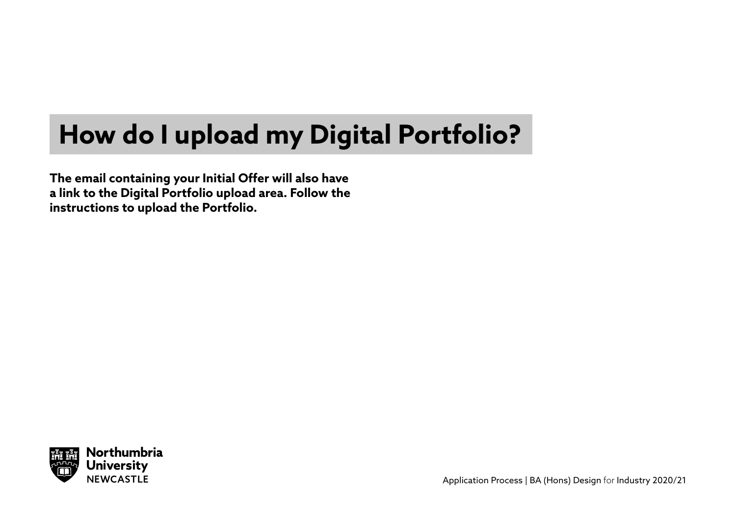# How do I upload my Digital Portfolio?

**The email containing your Initial Offer will also have a link to the Digital Portfolio upload area. Follow the instructions to upload the Portfolio.**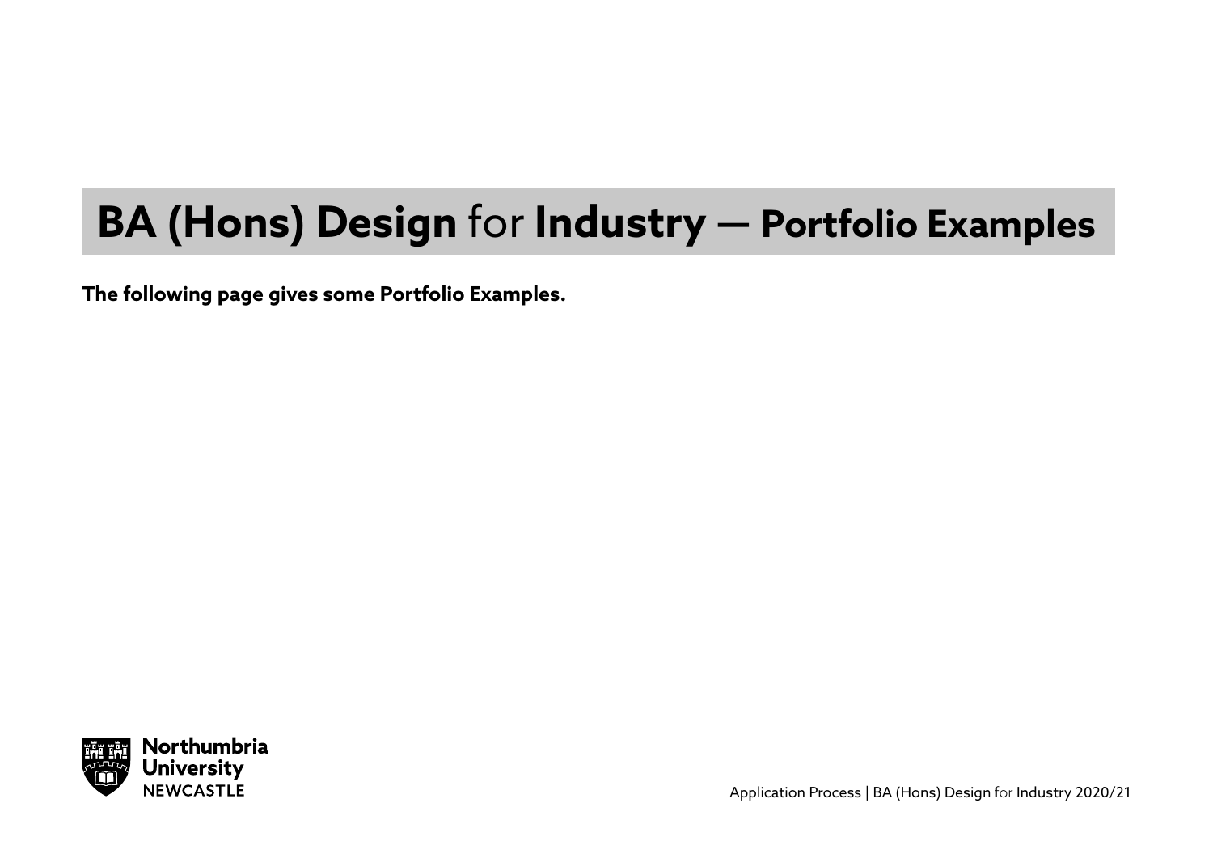# **BA (Hons) Design** for **Industry — Portfolio Examples**

**The following page gives some Portfolio Examples.**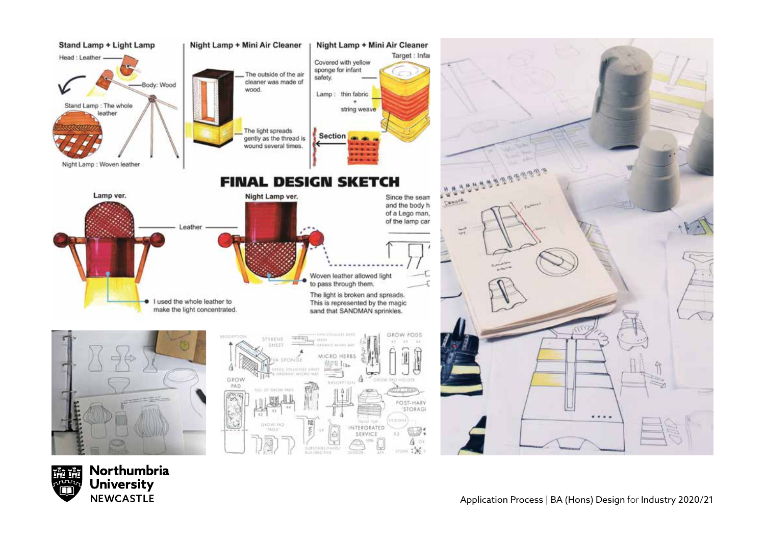## Stand Lamp + Light Lamp

Head : Leather

Body: Wood

Stand Lamp : The whole leather

Night Lamp : Woven leather

## Night Lamp + Mini Air Cleaner

The outside of the air cleaner was made of wood.

The light spreads gently as the thread is wound several times.

## Night Lamp + Mini Air Cleaner

Target : Infa

Covered with yellow sponge for infant safety.

Lamp : thin fabric + string weave

Section

# FINAL DESIGN SKETCH

Lamp ver.

Leather

Night Lamp ver.

Since the seam and the body h of a Lego man, of the lamp car

Woven leather allowed light to pass through them.

The light is broken and spreads. This is represented by the magic sand that SANDMAN sprinkles.

I used the whole leather to make the light concentrated.

ABSORPTION

STYRENE SHEET

PVA SPONGE

GROW PAD

MICRO HERBS

GROW PODS

GROW PAD HOLDER

INTERGRATED SERVICE

POST-HARV STORAGI

Northumbria University NEWCASTLE

Application Process | BA (Hons) Design for Industry 2020/21